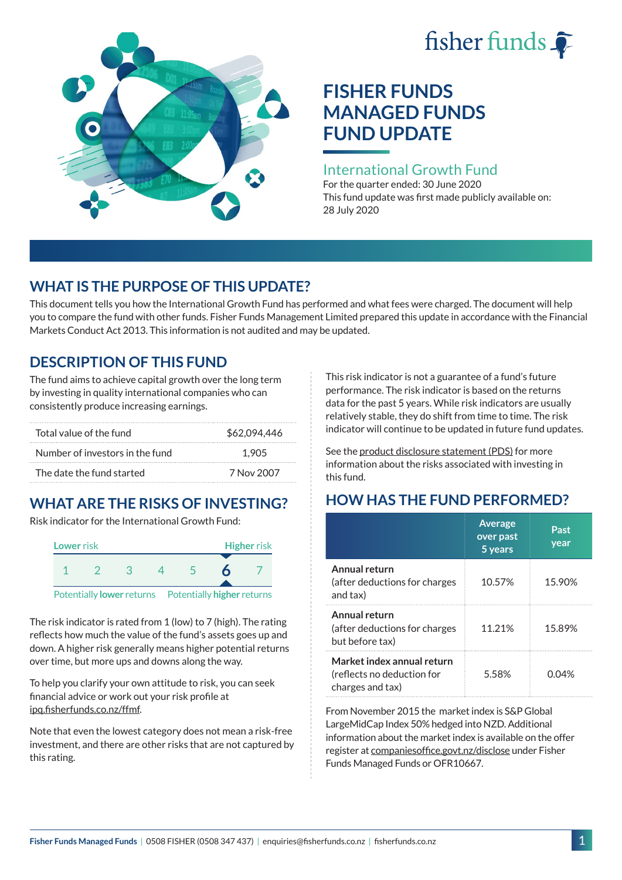fisher funds

# FISHER FUNDS MANAGED FUNDS FUND UPDATE

## International Growth Fund

For the quarter ended: 30 June 2020

This fund update was first made publicly available on: 28 July 2020

## WHAT IS THE PURPOSE OF THIS UPDATE?

This document tells you how the International Growth Fund has performed and what fees were charged. The document will help you to compare the fund with other funds. Fisher Funds Management Limited prepared this update in accordance with the Financial Markets Conduct Act 2013. This information is not audited and may be updated.

## DESCRIPTION OF THIS FUND

The fund aims to achieve capital growth over the long term by investing in quality international companies who can consistently produce increasing earnings.

| | |
|---|---|
| Total value of the fund | $62,094,446 |
| Number of investors in the fund | 1,905 |
| The date the fund started | 7 Nov 2007 |

## WHAT ARE THE RISKS OF INVESTING?

Risk indicator for the International Growth Fund:

| Lower risk | | | | | | Higher risk |
|---|---|---|---|---|---|---|
| 1 | 2 | 3 | 4 | 5 | **6** | 7 |
| Potentially lower returns | | | | | | Potentially higher returns |

The risk indicator is rated from 1 (low) to 7 (high). The rating reflects how much the value of the fund's assets goes up and down. A higher risk generally means higher potential returns over time, but more ups and downs along the way.

To help you clarify your own attitude to risk, you can seek financial advice or work out your risk profile at ipq.fisherfunds.co.nz/ffmf.

Note that even the lowest category does not mean a risk-free investment, and there are other risks that are not captured by this rating.

This risk indicator is not a guarantee of a fund's future performance. The risk indicator is based on the returns data for the past 5 years. While risk indicators are usually relatively stable, they do shift from time to time. The risk indicator will continue to be updated in future fund updates.

See the product disclosure statement (PDS) for more information about the risks associated with investing in this fund.

## HOW HAS THE FUND PERFORMED?

| | Average over past 5 years | Past year |
|---|---|---|
| **Annual return** (after deductions for charges and tax) | 10.57% | 15.90% |
| **Annual return** (after deductions for charges but before tax) | 11.21% | 15.89% |
| **Market index annual return** (reflects no deduction for charges and tax) | 5.58% | 0.04% |

From November 2015 the market index is S&P Global LargeMidCap Index 50% hedged into NZD. Additional information about the market index is available on the offer register at companiesoffice.govt.nz/disclose under Fisher Funds Managed Funds or OFR10667.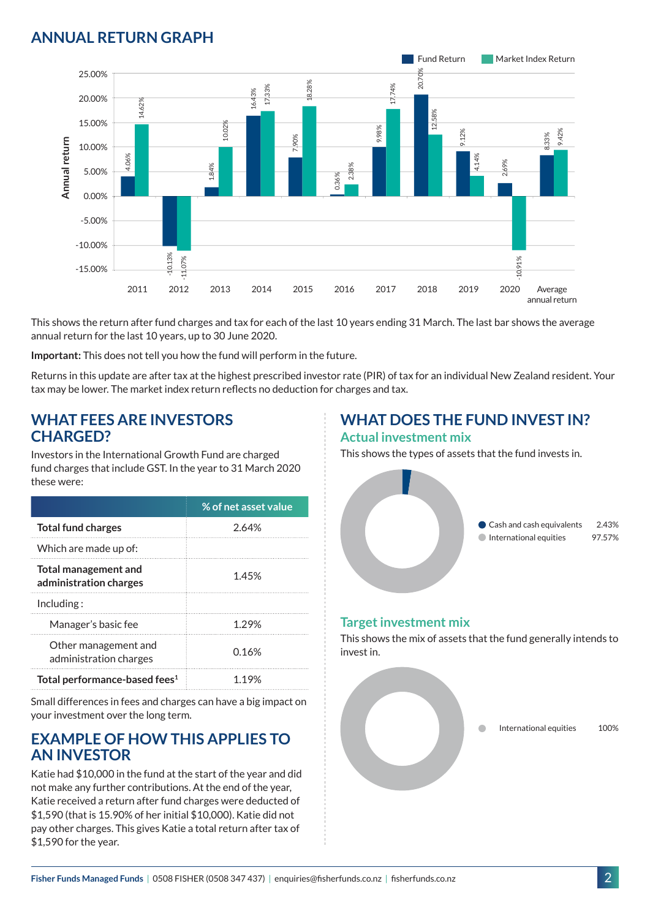## ANNUAL RETURN GRAPH

| Year | Fund Return | Market Index Return |
|---|---|---|
| 2011 | 4.06% | 14.62% |
| 2012 | -10.13% | -11.07% |
| 2013 | 1.84% | 10.02% |
| 2014 | 16.43% | 17.33% |
| 2015 | 7.90% | 18.28% |
| 2016 | 0.36% | 2.38% |
| 2017 | 9.98% | 17.74% |
| 2018 | 20.70% | 12.58% |
| 2019 | 9.12% | 4.14% |
| 2020 | 2.69% | -10.91% |
| Average annual return | 8.33% | 9.42% |

This shows the return after fund charges and tax for each of the last 10 years ending 31 March. The last bar shows the average annual return for the last 10 years, up to 30 June 2020.

**Important:** This does not tell you how the fund will perform in the future.

Returns in this update are after tax at the highest prescribed investor rate (PIR) of tax for an individual New Zealand resident. Your tax may be lower. The market index return reflects no deduction for charges and tax.

## WHAT FEES ARE INVESTORS CHARGED?

Investors in the International Growth Fund are charged fund charges that include GST. In the year to 31 March 2020 these were:

| | % of net asset value |
|---|---|
| **Total fund charges** | 2.64% |
| Which are made up of: | |
| **Total management and administration charges** | 1.45% |
| Including : | |
| Manager's basic fee | 1.29% |
| Other management and administration charges | 0.16% |
| **Total performance-based fees[1]** | 1.19% |

Small differences in fees and charges can have a big impact on your investment over the long term.

## EXAMPLE OF HOW THIS APPLIES TO AN INVESTOR

Katie had $10,000 in the fund at the start of the year and did not make any further contributions. At the end of the year, Katie received a return after fund charges were deducted of $1,590 (that is 15.90% of her initial $10,000). Katie did not pay other charges. This gives Katie a total return after tax of $1,590 for the year.

## WHAT DOES THE FUND INVEST IN?

### Actual investment mix

This shows the types of assets that the fund invests in.

| Asset | % |
|---|---|
| Cash and cash equivalents | 2.43% |
| International equities | 97.57% |

### Target investment mix

This shows the mix of assets that the fund generally intends to invest in.

| Asset | % |
|---|---|
| International equities | 100% |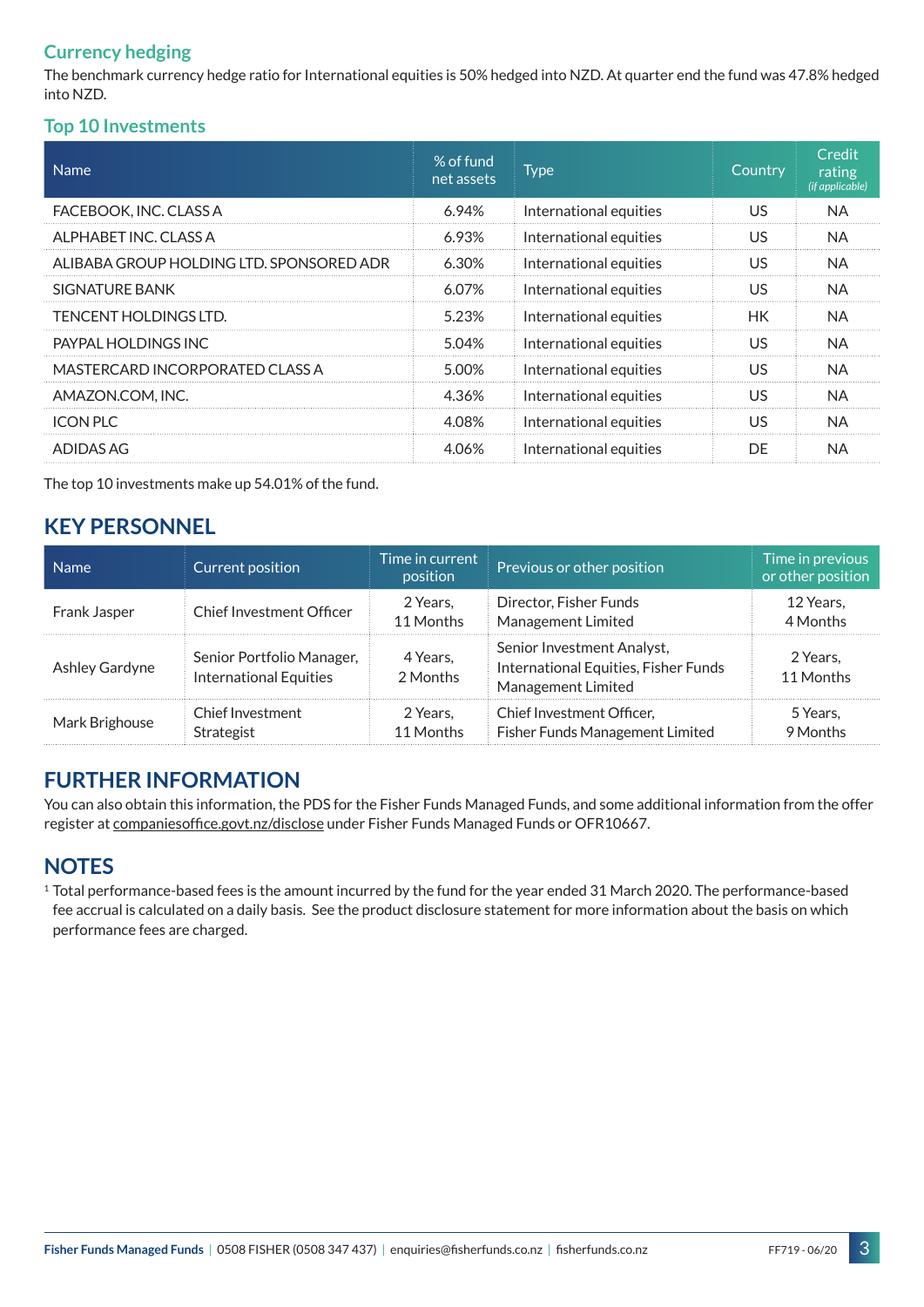## Currency hedging

The benchmark currency hedge ratio for International equities is 50% hedged into NZD. At quarter end the fund was 47.8% hedged into NZD.

## Top 10 Investments

| Name | % of fund net assets | Type | Country | Credit rating *(if applicable)* |
|---|---|---|---|---|
| FACEBOOK, INC. CLASS A | 6.94% | International equities | US | NA |
| ALPHABET INC. CLASS A | 6.93% | International equities | US | NA |
| ALIBABA GROUP HOLDING LTD. SPONSORED ADR | 6.30% | International equities | US | NA |
| SIGNATURE BANK | 6.07% | International equities | US | NA |
| TENCENT HOLDINGS LTD. | 5.23% | International equities | HK | NA |
| PAYPAL HOLDINGS INC | 5.04% | International equities | US | NA |
| MASTERCARD INCORPORATED CLASS A | 5.00% | International equities | US | NA |
| AMAZON.COM, INC. | 4.36% | International equities | US | NA |
| ICON PLC | 4.08% | International equities | US | NA |
| ADIDAS AG | 4.06% | International equities | DE | NA |

The top 10 investments make up 54.01% of the fund.

# KEY PERSONNEL

| Name | Current position | Time in current position | Previous or other position | Time in previous or other position |
|---|---|---|---|---|
| Frank Jasper | Chief Investment Officer | 2 Years, 11 Months | Director, Fisher Funds Management Limited | 12 Years, 4 Months |
| Ashley Gardyne | Senior Portfolio Manager, International Equities | 4 Years, 2 Months | Senior Investment Analyst, International Equities, Fisher Funds Management Limited | 2 Years, 11 Months |
| Mark Brighouse | Chief Investment Strategist | 2 Years, 11 Months | Chief Investment Officer, Fisher Funds Management Limited | 5 Years, 9 Months |

# FURTHER INFORMATION

You can also obtain this information, the PDS for the Fisher Funds Managed Funds, and some additional information from the offer register at companiesoffice.govt.nz/disclose under Fisher Funds Managed Funds or OFR10667.

# NOTES

[1] Total performance-based fees is the amount incurred by the fund for the year ended 31 March 2020. The performance-based fee accrual is calculated on a daily basis. See the product disclosure statement for more information about the basis on which performance fees are charged.